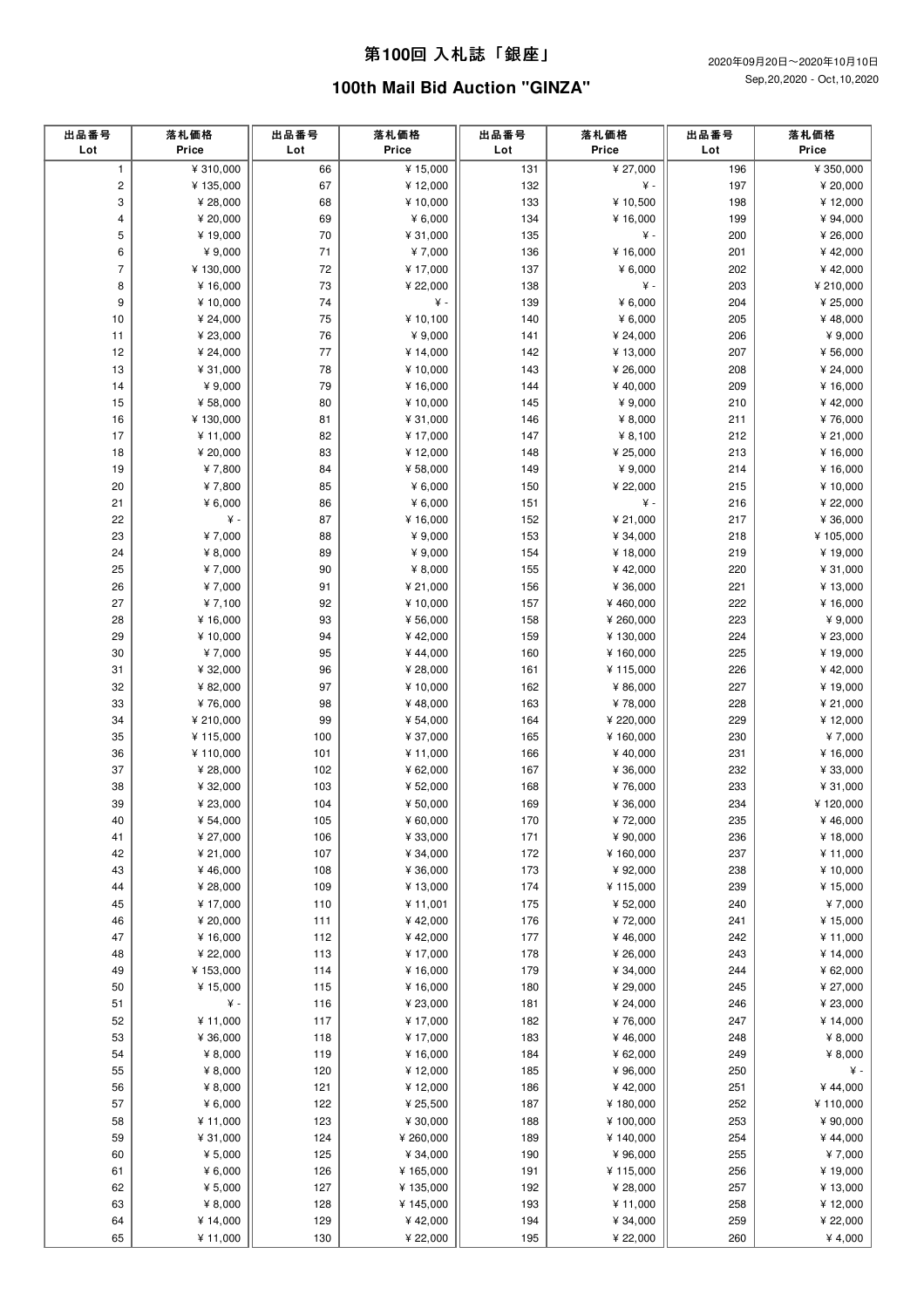# 第100回 入札誌「銀座」

## 100th Mail Bid Auction "GINZA"

2020年09月20日～2020年10月10日
Sep,20,2020 - Oct,10,2020

| 出品番号 Lot | 落札価格 Price | 出品番号 Lot | 落札価格 Price | 出品番号 Lot | 落札価格 Price | 出品番号 Lot | 落札価格 Price |
|---|---|---|---|---|---|---|---|
| 1 | ¥ 310,000 | 66 | ¥ 15,000 | 131 | ¥ 27,000 | 196 | ¥ 350,000 |
| 2 | ¥ 135,000 | 67 | ¥ 12,000 | 132 | ¥ - | 197 | ¥ 20,000 |
| 3 | ¥ 28,000 | 68 | ¥ 10,000 | 133 | ¥ 10,500 | 198 | ¥ 12,000 |
| 4 | ¥ 20,000 | 69 | ¥ 6,000 | 134 | ¥ 16,000 | 199 | ¥ 94,000 |
| 5 | ¥ 19,000 | 70 | ¥ 31,000 | 135 | ¥ - | 200 | ¥ 26,000 |
| 6 | ¥ 9,000 | 71 | ¥ 7,000 | 136 | ¥ 16,000 | 201 | ¥ 42,000 |
| 7 | ¥ 130,000 | 72 | ¥ 17,000 | 137 | ¥ 6,000 | 202 | ¥ 42,000 |
| 8 | ¥ 16,000 | 73 | ¥ 22,000 | 138 | ¥ - | 203 | ¥ 210,000 |
| 9 | ¥ 10,000 | 74 | ¥ - | 139 | ¥ 6,000 | 204 | ¥ 25,000 |
| 10 | ¥ 24,000 | 75 | ¥ 10,100 | 140 | ¥ 6,000 | 205 | ¥ 48,000 |
| 11 | ¥ 23,000 | 76 | ¥ 9,000 | 141 | ¥ 24,000 | 206 | ¥ 9,000 |
| 12 | ¥ 24,000 | 77 | ¥ 14,000 | 142 | ¥ 13,000 | 207 | ¥ 56,000 |
| 13 | ¥ 31,000 | 78 | ¥ 10,000 | 143 | ¥ 26,000 | 208 | ¥ 24,000 |
| 14 | ¥ 9,000 | 79 | ¥ 16,000 | 144 | ¥ 40,000 | 209 | ¥ 16,000 |
| 15 | ¥ 58,000 | 80 | ¥ 10,000 | 145 | ¥ 9,000 | 210 | ¥ 42,000 |
| 16 | ¥ 130,000 | 81 | ¥ 31,000 | 146 | ¥ 8,000 | 211 | ¥ 76,000 |
| 17 | ¥ 11,000 | 82 | ¥ 17,000 | 147 | ¥ 8,100 | 212 | ¥ 21,000 |
| 18 | ¥ 20,000 | 83 | ¥ 12,000 | 148 | ¥ 25,000 | 213 | ¥ 16,000 |
| 19 | ¥ 7,800 | 84 | ¥ 58,000 | 149 | ¥ 9,000 | 214 | ¥ 16,000 |
| 20 | ¥ 7,800 | 85 | ¥ 6,000 | 150 | ¥ 22,000 | 215 | ¥ 10,000 |
| 21 | ¥ 6,000 | 86 | ¥ 6,000 | 151 | ¥ - | 216 | ¥ 22,000 |
| 22 | ¥ - | 87 | ¥ 16,000 | 152 | ¥ 21,000 | 217 | ¥ 36,000 |
| 23 | ¥ 7,000 | 88 | ¥ 9,000 | 153 | ¥ 34,000 | 218 | ¥ 105,000 |
| 24 | ¥ 8,000 | 89 | ¥ 9,000 | 154 | ¥ 18,000 | 219 | ¥ 19,000 |
| 25 | ¥ 7,000 | 90 | ¥ 8,000 | 155 | ¥ 42,000 | 220 | ¥ 31,000 |
| 26 | ¥ 7,000 | 91 | ¥ 21,000 | 156 | ¥ 36,000 | 221 | ¥ 13,000 |
| 27 | ¥ 7,100 | 92 | ¥ 10,000 | 157 | ¥ 460,000 | 222 | ¥ 16,000 |
| 28 | ¥ 16,000 | 93 | ¥ 56,000 | 158 | ¥ 260,000 | 223 | ¥ 9,000 |
| 29 | ¥ 10,000 | 94 | ¥ 42,000 | 159 | ¥ 130,000 | 224 | ¥ 23,000 |
| 30 | ¥ 7,000 | 95 | ¥ 44,000 | 160 | ¥ 160,000 | 225 | ¥ 19,000 |
| 31 | ¥ 32,000 | 96 | ¥ 28,000 | 161 | ¥ 115,000 | 226 | ¥ 42,000 |
| 32 | ¥ 82,000 | 97 | ¥ 10,000 | 162 | ¥ 86,000 | 227 | ¥ 19,000 |
| 33 | ¥ 76,000 | 98 | ¥ 48,000 | 163 | ¥ 78,000 | 228 | ¥ 21,000 |
| 34 | ¥ 210,000 | 99 | ¥ 54,000 | 164 | ¥ 220,000 | 229 | ¥ 12,000 |
| 35 | ¥ 115,000 | 100 | ¥ 37,000 | 165 | ¥ 160,000 | 230 | ¥ 7,000 |
| 36 | ¥ 110,000 | 101 | ¥ 11,000 | 166 | ¥ 40,000 | 231 | ¥ 16,000 |
| 37 | ¥ 28,000 | 102 | ¥ 62,000 | 167 | ¥ 36,000 | 232 | ¥ 33,000 |
| 38 | ¥ 32,000 | 103 | ¥ 52,000 | 168 | ¥ 76,000 | 233 | ¥ 31,000 |
| 39 | ¥ 23,000 | 104 | ¥ 50,000 | 169 | ¥ 36,000 | 234 | ¥ 120,000 |
| 40 | ¥ 54,000 | 105 | ¥ 60,000 | 170 | ¥ 72,000 | 235 | ¥ 46,000 |
| 41 | ¥ 27,000 | 106 | ¥ 33,000 | 171 | ¥ 90,000 | 236 | ¥ 18,000 |
| 42 | ¥ 21,000 | 107 | ¥ 34,000 | 172 | ¥ 160,000 | 237 | ¥ 11,000 |
| 43 | ¥ 46,000 | 108 | ¥ 36,000 | 173 | ¥ 92,000 | 238 | ¥ 10,000 |
| 44 | ¥ 28,000 | 109 | ¥ 13,000 | 174 | ¥ 115,000 | 239 | ¥ 15,000 |
| 45 | ¥ 17,000 | 110 | ¥ 11,001 | 175 | ¥ 52,000 | 240 | ¥ 7,000 |
| 46 | ¥ 20,000 | 111 | ¥ 42,000 | 176 | ¥ 72,000 | 241 | ¥ 15,000 |
| 47 | ¥ 16,000 | 112 | ¥ 42,000 | 177 | ¥ 46,000 | 242 | ¥ 11,000 |
| 48 | ¥ 22,000 | 113 | ¥ 17,000 | 178 | ¥ 26,000 | 243 | ¥ 14,000 |
| 49 | ¥ 153,000 | 114 | ¥ 16,000 | 179 | ¥ 34,000 | 244 | ¥ 62,000 |
| 50 | ¥ 15,000 | 115 | ¥ 16,000 | 180 | ¥ 29,000 | 245 | ¥ 27,000 |
| 51 | ¥ - | 116 | ¥ 23,000 | 181 | ¥ 24,000 | 246 | ¥ 23,000 |
| 52 | ¥ 11,000 | 117 | ¥ 17,000 | 182 | ¥ 76,000 | 247 | ¥ 14,000 |
| 53 | ¥ 36,000 | 118 | ¥ 17,000 | 183 | ¥ 46,000 | 248 | ¥ 8,000 |
| 54 | ¥ 8,000 | 119 | ¥ 16,000 | 184 | ¥ 62,000 | 249 | ¥ 8,000 |
| 55 | ¥ 8,000 | 120 | ¥ 12,000 | 185 | ¥ 96,000 | 250 | ¥ - |
| 56 | ¥ 8,000 | 121 | ¥ 12,000 | 186 | ¥ 42,000 | 251 | ¥ 44,000 |
| 57 | ¥ 6,000 | 122 | ¥ 25,500 | 187 | ¥ 180,000 | 252 | ¥ 110,000 |
| 58 | ¥ 11,000 | 123 | ¥ 30,000 | 188 | ¥ 100,000 | 253 | ¥ 90,000 |
| 59 | ¥ 31,000 | 124 | ¥ 260,000 | 189 | ¥ 140,000 | 254 | ¥ 44,000 |
| 60 | ¥ 5,000 | 125 | ¥ 34,000 | 190 | ¥ 96,000 | 255 | ¥ 7,000 |
| 61 | ¥ 6,000 | 126 | ¥ 165,000 | 191 | ¥ 115,000 | 256 | ¥ 19,000 |
| 62 | ¥ 5,000 | 127 | ¥ 135,000 | 192 | ¥ 28,000 | 257 | ¥ 13,000 |
| 63 | ¥ 8,000 | 128 | ¥ 145,000 | 193 | ¥ 11,000 | 258 | ¥ 12,000 |
| 64 | ¥ 14,000 | 129 | ¥ 42,000 | 194 | ¥ 34,000 | 259 | ¥ 22,000 |
| 65 | ¥ 11,000 | 130 | ¥ 22,000 | 195 | ¥ 22,000 | 260 | ¥ 4,000 |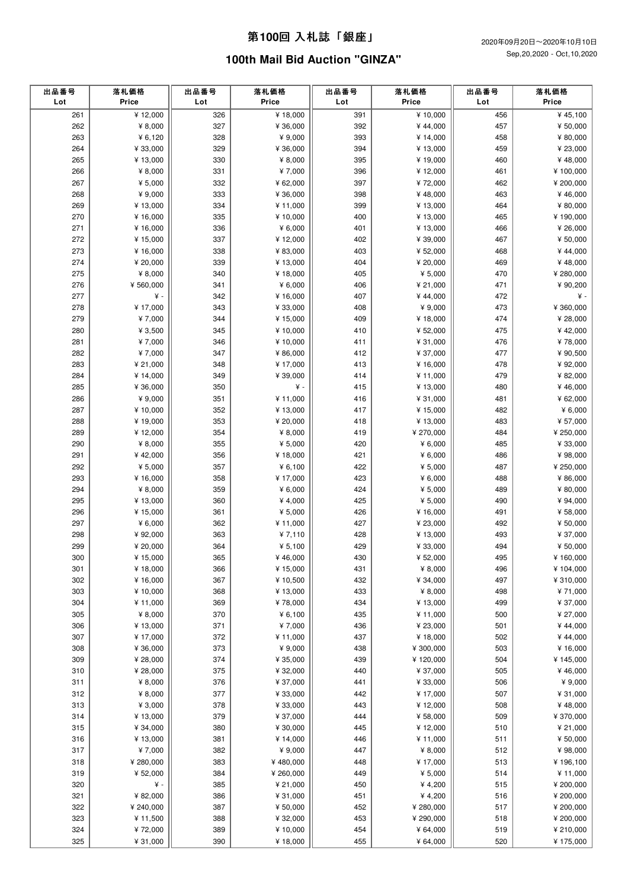# 第100回 入札誌「銀座」

## 100th Mail Bid Auction "GINZA"

2020年09月20日～2020年10月10日
Sep,20,2020 - Oct,10,2020

| 出品番号 Lot | 落札価格 Price | 出品番号 Lot | 落札価格 Price | 出品番号 Lot | 落札価格 Price | 出品番号 Lot | 落札価格 Price |
|---|---|---|---|---|---|---|---|
| 261 | ¥ 12,000 | 326 | ¥ 18,000 | 391 | ¥ 10,000 | 456 | ¥ 45,100 |
| 262 | ¥ 8,000 | 327 | ¥ 36,000 | 392 | ¥ 44,000 | 457 | ¥ 50,000 |
| 263 | ¥ 6,120 | 328 | ¥ 9,000 | 393 | ¥ 14,000 | 458 | ¥ 80,000 |
| 264 | ¥ 33,000 | 329 | ¥ 36,000 | 394 | ¥ 13,000 | 459 | ¥ 23,000 |
| 265 | ¥ 13,000 | 330 | ¥ 8,000 | 395 | ¥ 19,000 | 460 | ¥ 48,000 |
| 266 | ¥ 8,000 | 331 | ¥ 7,000 | 396 | ¥ 12,000 | 461 | ¥ 100,000 |
| 267 | ¥ 5,000 | 332 | ¥ 62,000 | 397 | ¥ 72,000 | 462 | ¥ 200,000 |
| 268 | ¥ 9,000 | 333 | ¥ 36,000 | 398 | ¥ 48,000 | 463 | ¥ 46,000 |
| 269 | ¥ 13,000 | 334 | ¥ 11,000 | 399 | ¥ 13,000 | 464 | ¥ 80,000 |
| 270 | ¥ 16,000 | 335 | ¥ 10,000 | 400 | ¥ 13,000 | 465 | ¥ 190,000 |
| 271 | ¥ 16,000 | 336 | ¥ 6,000 | 401 | ¥ 13,000 | 466 | ¥ 26,000 |
| 272 | ¥ 15,000 | 337 | ¥ 12,000 | 402 | ¥ 39,000 | 467 | ¥ 50,000 |
| 273 | ¥ 16,000 | 338 | ¥ 83,000 | 403 | ¥ 52,000 | 468 | ¥ 44,000 |
| 274 | ¥ 20,000 | 339 | ¥ 13,000 | 404 | ¥ 20,000 | 469 | ¥ 48,000 |
| 275 | ¥ 8,000 | 340 | ¥ 18,000 | 405 | ¥ 5,000 | 470 | ¥ 280,000 |
| 276 | ¥ 560,000 | 341 | ¥ 6,000 | 406 | ¥ 21,000 | 471 | ¥ 90,200 |
| 277 | ¥ - | 342 | ¥ 16,000 | 407 | ¥ 44,000 | 472 | ¥ - |
| 278 | ¥ 17,000 | 343 | ¥ 33,000 | 408 | ¥ 9,000 | 473 | ¥ 360,000 |
| 279 | ¥ 7,000 | 344 | ¥ 15,000 | 409 | ¥ 18,000 | 474 | ¥ 28,000 |
| 280 | ¥ 3,500 | 345 | ¥ 10,000 | 410 | ¥ 52,000 | 475 | ¥ 42,000 |
| 281 | ¥ 7,000 | 346 | ¥ 10,000 | 411 | ¥ 31,000 | 476 | ¥ 78,000 |
| 282 | ¥ 7,000 | 347 | ¥ 86,000 | 412 | ¥ 37,000 | 477 | ¥ 90,500 |
| 283 | ¥ 21,000 | 348 | ¥ 17,000 | 413 | ¥ 16,000 | 478 | ¥ 92,000 |
| 284 | ¥ 14,000 | 349 | ¥ 39,000 | 414 | ¥ 11,000 | 479 | ¥ 82,000 |
| 285 | ¥ 36,000 | 350 | ¥ - | 415 | ¥ 13,000 | 480 | ¥ 46,000 |
| 286 | ¥ 9,000 | 351 | ¥ 11,000 | 416 | ¥ 31,000 | 481 | ¥ 62,000 |
| 287 | ¥ 10,000 | 352 | ¥ 13,000 | 417 | ¥ 15,000 | 482 | ¥ 6,000 |
| 288 | ¥ 19,000 | 353 | ¥ 20,000 | 418 | ¥ 13,000 | 483 | ¥ 57,000 |
| 289 | ¥ 12,000 | 354 | ¥ 8,000 | 419 | ¥ 270,000 | 484 | ¥ 250,000 |
| 290 | ¥ 8,000 | 355 | ¥ 5,000 | 420 | ¥ 6,000 | 485 | ¥ 33,000 |
| 291 | ¥ 42,000 | 356 | ¥ 18,000 | 421 | ¥ 6,000 | 486 | ¥ 98,000 |
| 292 | ¥ 5,000 | 357 | ¥ 6,100 | 422 | ¥ 5,000 | 487 | ¥ 250,000 |
| 293 | ¥ 16,000 | 358 | ¥ 17,000 | 423 | ¥ 6,000 | 488 | ¥ 86,000 |
| 294 | ¥ 8,000 | 359 | ¥ 6,000 | 424 | ¥ 5,000 | 489 | ¥ 80,000 |
| 295 | ¥ 13,000 | 360 | ¥ 4,000 | 425 | ¥ 5,000 | 490 | ¥ 94,000 |
| 296 | ¥ 15,000 | 361 | ¥ 5,000 | 426 | ¥ 16,000 | 491 | ¥ 58,000 |
| 297 | ¥ 6,000 | 362 | ¥ 11,000 | 427 | ¥ 23,000 | 492 | ¥ 50,000 |
| 298 | ¥ 92,000 | 363 | ¥ 7,110 | 428 | ¥ 13,000 | 493 | ¥ 37,000 |
| 299 | ¥ 20,000 | 364 | ¥ 5,100 | 429 | ¥ 33,000 | 494 | ¥ 50,000 |
| 300 | ¥ 15,000 | 365 | ¥ 46,000 | 430 | ¥ 52,000 | 495 | ¥ 160,000 |
| 301 | ¥ 18,000 | 366 | ¥ 15,000 | 431 | ¥ 8,000 | 496 | ¥ 104,000 |
| 302 | ¥ 16,000 | 367 | ¥ 10,500 | 432 | ¥ 34,000 | 497 | ¥ 310,000 |
| 303 | ¥ 10,000 | 368 | ¥ 13,000 | 433 | ¥ 8,000 | 498 | ¥ 71,000 |
| 304 | ¥ 11,000 | 369 | ¥ 78,000 | 434 | ¥ 13,000 | 499 | ¥ 37,000 |
| 305 | ¥ 8,000 | 370 | ¥ 6,100 | 435 | ¥ 11,000 | 500 | ¥ 27,000 |
| 306 | ¥ 13,000 | 371 | ¥ 7,000 | 436 | ¥ 23,000 | 501 | ¥ 44,000 |
| 307 | ¥ 17,000 | 372 | ¥ 11,000 | 437 | ¥ 18,000 | 502 | ¥ 44,000 |
| 308 | ¥ 36,000 | 373 | ¥ 9,000 | 438 | ¥ 300,000 | 503 | ¥ 16,000 |
| 309 | ¥ 28,000 | 374 | ¥ 35,000 | 439 | ¥ 120,000 | 504 | ¥ 145,000 |
| 310 | ¥ 28,000 | 375 | ¥ 32,000 | 440 | ¥ 37,000 | 505 | ¥ 46,000 |
| 311 | ¥ 8,000 | 376 | ¥ 37,000 | 441 | ¥ 33,000 | 506 | ¥ 9,000 |
| 312 | ¥ 8,000 | 377 | ¥ 33,000 | 442 | ¥ 17,000 | 507 | ¥ 31,000 |
| 313 | ¥ 3,000 | 378 | ¥ 33,000 | 443 | ¥ 12,000 | 508 | ¥ 48,000 |
| 314 | ¥ 13,000 | 379 | ¥ 37,000 | 444 | ¥ 58,000 | 509 | ¥ 370,000 |
| 315 | ¥ 34,000 | 380 | ¥ 30,000 | 445 | ¥ 12,000 | 510 | ¥ 21,000 |
| 316 | ¥ 13,000 | 381 | ¥ 14,000 | 446 | ¥ 11,000 | 511 | ¥ 50,000 |
| 317 | ¥ 7,000 | 382 | ¥ 9,000 | 447 | ¥ 8,000 | 512 | ¥ 98,000 |
| 318 | ¥ 280,000 | 383 | ¥ 480,000 | 448 | ¥ 17,000 | 513 | ¥ 196,100 |
| 319 | ¥ 52,000 | 384 | ¥ 260,000 | 449 | ¥ 5,000 | 514 | ¥ 11,000 |
| 320 | ¥ - | 385 | ¥ 21,000 | 450 | ¥ 4,200 | 515 | ¥ 200,000 |
| 321 | ¥ 82,000 | 386 | ¥ 31,000 | 451 | ¥ 4,200 | 516 | ¥ 200,000 |
| 322 | ¥ 240,000 | 387 | ¥ 50,000 | 452 | ¥ 280,000 | 517 | ¥ 200,000 |
| 323 | ¥ 11,500 | 388 | ¥ 32,000 | 453 | ¥ 290,000 | 518 | ¥ 200,000 |
| 324 | ¥ 72,000 | 389 | ¥ 10,000 | 454 | ¥ 64,000 | 519 | ¥ 210,000 |
| 325 | ¥ 31,000 | 390 | ¥ 18,000 | 455 | ¥ 64,000 | 520 | ¥ 175,000 |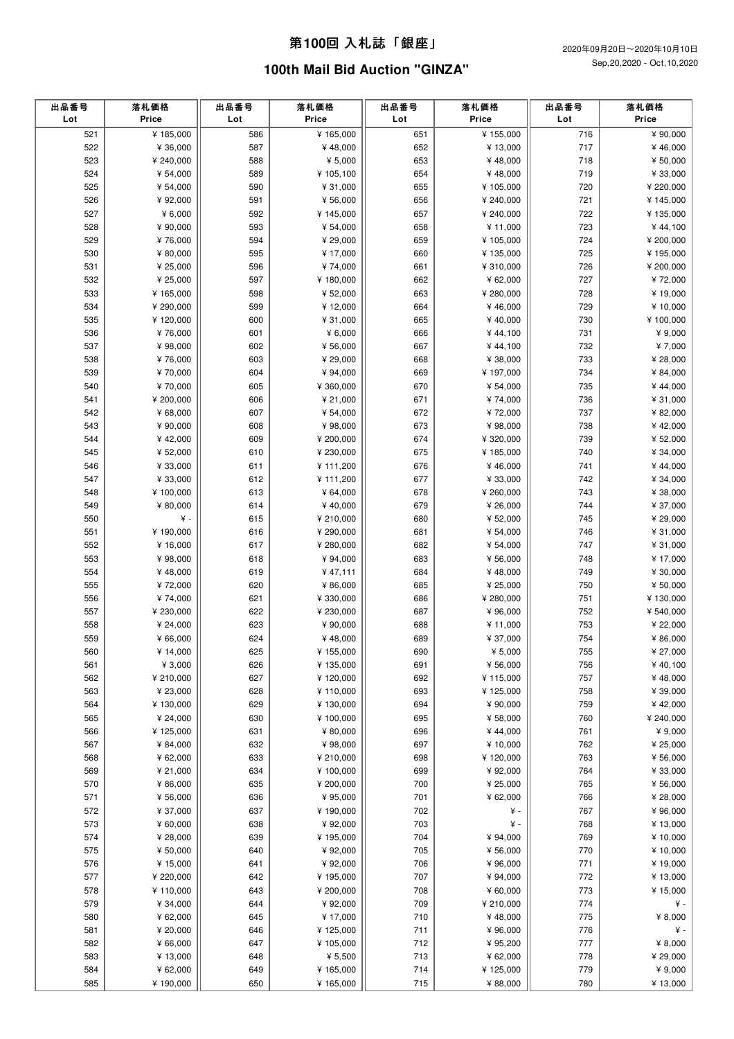# 第100回 入札誌「銀座」

## 100th Mail Bid Auction "GINZA"

2020年09月20日～2020年10月10日
Sep,20,2020 - Oct,10,2020

| 出品番号 Lot | 落札価格 Price | 出品番号 Lot | 落札価格 Price | 出品番号 Lot | 落札価格 Price | 出品番号 Lot | 落札価格 Price |
|---|---|---|---|---|---|---|---|
| 521 | ¥ 185,000 | 586 | ¥ 165,000 | 651 | ¥ 155,000 | 716 | ¥ 90,000 |
| 522 | ¥ 36,000 | 587 | ¥ 48,000 | 652 | ¥ 13,000 | 717 | ¥ 46,000 |
| 523 | ¥ 240,000 | 588 | ¥ 5,000 | 653 | ¥ 48,000 | 718 | ¥ 50,000 |
| 524 | ¥ 54,000 | 589 | ¥ 105,100 | 654 | ¥ 48,000 | 719 | ¥ 33,000 |
| 525 | ¥ 54,000 | 590 | ¥ 31,000 | 655 | ¥ 105,000 | 720 | ¥ 220,000 |
| 526 | ¥ 92,000 | 591 | ¥ 56,000 | 656 | ¥ 240,000 | 721 | ¥ 145,000 |
| 527 | ¥ 6,000 | 592 | ¥ 145,000 | 657 | ¥ 240,000 | 722 | ¥ 135,000 |
| 528 | ¥ 90,000 | 593 | ¥ 54,000 | 658 | ¥ 11,000 | 723 | ¥ 44,100 |
| 529 | ¥ 76,000 | 594 | ¥ 29,000 | 659 | ¥ 105,000 | 724 | ¥ 200,000 |
| 530 | ¥ 80,000 | 595 | ¥ 17,000 | 660 | ¥ 135,000 | 725 | ¥ 195,000 |
| 531 | ¥ 25,000 | 596 | ¥ 74,000 | 661 | ¥ 310,000 | 726 | ¥ 200,000 |
| 532 | ¥ 25,000 | 597 | ¥ 180,000 | 662 | ¥ 62,000 | 727 | ¥ 72,000 |
| 533 | ¥ 165,000 | 598 | ¥ 52,000 | 663 | ¥ 280,000 | 728 | ¥ 19,000 |
| 534 | ¥ 290,000 | 599 | ¥ 12,000 | 664 | ¥ 46,000 | 729 | ¥ 10,000 |
| 535 | ¥ 120,000 | 600 | ¥ 31,000 | 665 | ¥ 40,000 | 730 | ¥ 100,000 |
| 536 | ¥ 76,000 | 601 | ¥ 6,000 | 666 | ¥ 44,100 | 731 | ¥ 9,000 |
| 537 | ¥ 98,000 | 602 | ¥ 56,000 | 667 | ¥ 44,100 | 732 | ¥ 7,000 |
| 538 | ¥ 76,000 | 603 | ¥ 29,000 | 668 | ¥ 38,000 | 733 | ¥ 28,000 |
| 539 | ¥ 70,000 | 604 | ¥ 94,000 | 669 | ¥ 197,000 | 734 | ¥ 84,000 |
| 540 | ¥ 70,000 | 605 | ¥ 360,000 | 670 | ¥ 54,000 | 735 | ¥ 44,000 |
| 541 | ¥ 200,000 | 606 | ¥ 21,000 | 671 | ¥ 74,000 | 736 | ¥ 31,000 |
| 542 | ¥ 68,000 | 607 | ¥ 54,000 | 672 | ¥ 72,000 | 737 | ¥ 82,000 |
| 543 | ¥ 90,000 | 608 | ¥ 98,000 | 673 | ¥ 98,000 | 738 | ¥ 42,000 |
| 544 | ¥ 42,000 | 609 | ¥ 200,000 | 674 | ¥ 320,000 | 739 | ¥ 52,000 |
| 545 | ¥ 52,000 | 610 | ¥ 230,000 | 675 | ¥ 185,000 | 740 | ¥ 34,000 |
| 546 | ¥ 33,000 | 611 | ¥ 111,200 | 676 | ¥ 46,000 | 741 | ¥ 44,000 |
| 547 | ¥ 33,000 | 612 | ¥ 111,200 | 677 | ¥ 33,000 | 742 | ¥ 34,000 |
| 548 | ¥ 100,000 | 613 | ¥ 64,000 | 678 | ¥ 260,000 | 743 | ¥ 38,000 |
| 549 | ¥ 80,000 | 614 | ¥ 40,000 | 679 | ¥ 26,000 | 744 | ¥ 37,000 |
| 550 | ¥ - | 615 | ¥ 210,000 | 680 | ¥ 52,000 | 745 | ¥ 29,000 |
| 551 | ¥ 190,000 | 616 | ¥ 290,000 | 681 | ¥ 54,000 | 746 | ¥ 31,000 |
| 552 | ¥ 16,000 | 617 | ¥ 280,000 | 682 | ¥ 54,000 | 747 | ¥ 31,000 |
| 553 | ¥ 98,000 | 618 | ¥ 94,000 | 683 | ¥ 56,000 | 748 | ¥ 17,000 |
| 554 | ¥ 48,000 | 619 | ¥ 47,111 | 684 | ¥ 48,000 | 749 | ¥ 30,000 |
| 555 | ¥ 72,000 | 620 | ¥ 86,000 | 685 | ¥ 25,000 | 750 | ¥ 50,000 |
| 556 | ¥ 74,000 | 621 | ¥ 330,000 | 686 | ¥ 280,000 | 751 | ¥ 130,000 |
| 557 | ¥ 230,000 | 622 | ¥ 230,000 | 687 | ¥ 96,000 | 752 | ¥ 540,000 |
| 558 | ¥ 24,000 | 623 | ¥ 90,000 | 688 | ¥ 11,000 | 753 | ¥ 22,000 |
| 559 | ¥ 66,000 | 624 | ¥ 48,000 | 689 | ¥ 37,000 | 754 | ¥ 86,000 |
| 560 | ¥ 14,000 | 625 | ¥ 155,000 | 690 | ¥ 5,000 | 755 | ¥ 27,000 |
| 561 | ¥ 3,000 | 626 | ¥ 135,000 | 691 | ¥ 56,000 | 756 | ¥ 40,100 |
| 562 | ¥ 210,000 | 627 | ¥ 120,000 | 692 | ¥ 115,000 | 757 | ¥ 48,000 |
| 563 | ¥ 23,000 | 628 | ¥ 110,000 | 693 | ¥ 125,000 | 758 | ¥ 39,000 |
| 564 | ¥ 130,000 | 629 | ¥ 130,000 | 694 | ¥ 90,000 | 759 | ¥ 42,000 |
| 565 | ¥ 24,000 | 630 | ¥ 100,000 | 695 | ¥ 58,000 | 760 | ¥ 240,000 |
| 566 | ¥ 125,000 | 631 | ¥ 80,000 | 696 | ¥ 44,000 | 761 | ¥ 9,000 |
| 567 | ¥ 84,000 | 632 | ¥ 98,000 | 697 | ¥ 10,000 | 762 | ¥ 25,000 |
| 568 | ¥ 62,000 | 633 | ¥ 210,000 | 698 | ¥ 120,000 | 763 | ¥ 56,000 |
| 569 | ¥ 21,000 | 634 | ¥ 100,000 | 699 | ¥ 92,000 | 764 | ¥ 33,000 |
| 570 | ¥ 86,000 | 635 | ¥ 200,000 | 700 | ¥ 25,000 | 765 | ¥ 56,000 |
| 571 | ¥ 56,000 | 636 | ¥ 95,000 | 701 | ¥ 62,000 | 766 | ¥ 28,000 |
| 572 | ¥ 37,000 | 637 | ¥ 190,000 | 702 | ¥ - | 767 | ¥ 96,000 |
| 573 | ¥ 60,000 | 638 | ¥ 92,000 | 703 | ¥ - | 768 | ¥ 13,000 |
| 574 | ¥ 28,000 | 639 | ¥ 195,000 | 704 | ¥ 94,000 | 769 | ¥ 10,000 |
| 575 | ¥ 50,000 | 640 | ¥ 92,000 | 705 | ¥ 56,000 | 770 | ¥ 10,000 |
| 576 | ¥ 15,000 | 641 | ¥ 92,000 | 706 | ¥ 96,000 | 771 | ¥ 19,000 |
| 577 | ¥ 220,000 | 642 | ¥ 195,000 | 707 | ¥ 94,000 | 772 | ¥ 13,000 |
| 578 | ¥ 110,000 | 643 | ¥ 200,000 | 708 | ¥ 60,000 | 773 | ¥ 15,000 |
| 579 | ¥ 34,000 | 644 | ¥ 92,000 | 709 | ¥ 210,000 | 774 | ¥ - |
| 580 | ¥ 62,000 | 645 | ¥ 17,000 | 710 | ¥ 48,000 | 775 | ¥ 8,000 |
| 581 | ¥ 20,000 | 646 | ¥ 125,000 | 711 | ¥ 96,000 | 776 | ¥ - |
| 582 | ¥ 66,000 | 647 | ¥ 105,000 | 712 | ¥ 95,200 | 777 | ¥ 8,000 |
| 583 | ¥ 13,000 | 648 | ¥ 5,500 | 713 | ¥ 62,000 | 778 | ¥ 29,000 |
| 584 | ¥ 62,000 | 649 | ¥ 165,000 | 714 | ¥ 125,000 | 779 | ¥ 9,000 |
| 585 | ¥ 190,000 | 650 | ¥ 165,000 | 715 | ¥ 88,000 | 780 | ¥ 13,000 |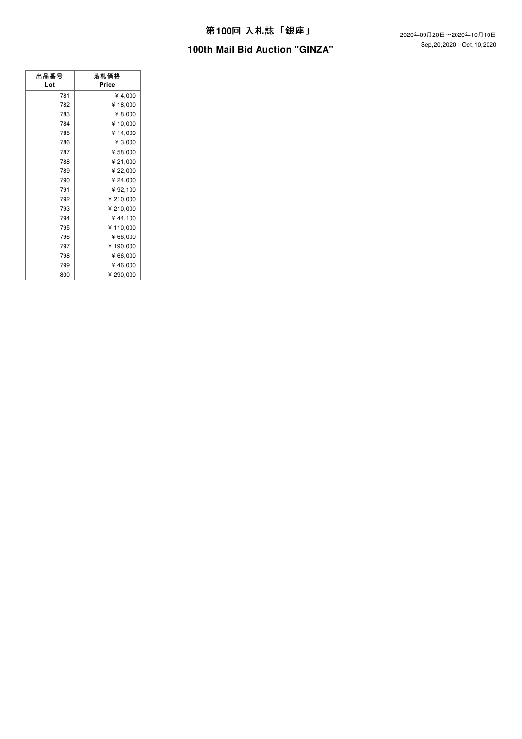# 第100回 入札誌「銀座」

## 100th Mail Bid Auction "GINZA"

2020年09月20日～2020年10月10日
Sep,20,2020 - Oct,10,2020

| 出品番号 Lot | 落札価格 Price |
|---|---|
| 781 | ¥ 4,000 |
| 782 | ¥ 18,000 |
| 783 | ¥ 8,000 |
| 784 | ¥ 10,000 |
| 785 | ¥ 14,000 |
| 786 | ¥ 3,000 |
| 787 | ¥ 58,000 |
| 788 | ¥ 21,000 |
| 789 | ¥ 22,000 |
| 790 | ¥ 24,000 |
| 791 | ¥ 92,100 |
| 792 | ¥ 210,000 |
| 793 | ¥ 210,000 |
| 794 | ¥ 44,100 |
| 795 | ¥ 110,000 |
| 796 | ¥ 66,000 |
| 797 | ¥ 190,000 |
| 798 | ¥ 66,000 |
| 799 | ¥ 46,000 |
| 800 | ¥ 290,000 |